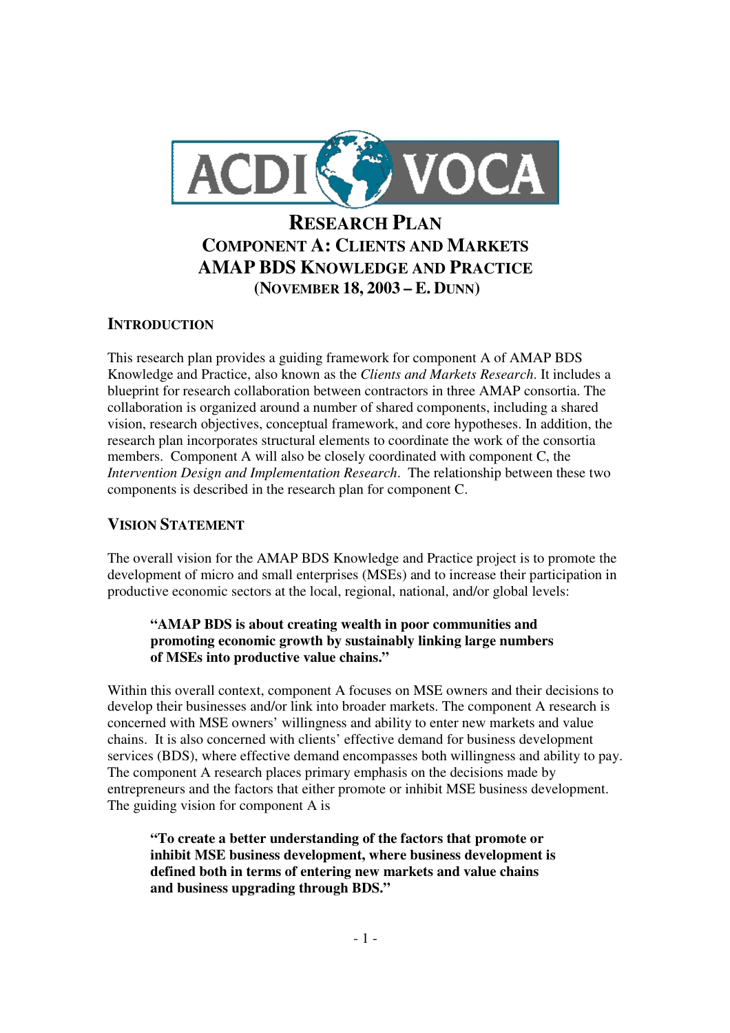# RESEARCH PLAN
## COMPONENT A: CLIENTS AND MARKETS
## AMAP BDS KNOWLEDGE AND PRACTICE
### (NOVEMBER 18, 2003 – E. DUNN)

## INTRODUCTION

This research plan provides a guiding framework for component A of AMAP BDS Knowledge and Practice, also known as the *Clients and Markets Research*. It includes a blueprint for research collaboration between contractors in three AMAP consortia. The collaboration is organized around a number of shared components, including a shared vision, research objectives, conceptual framework, and core hypotheses. In addition, the research plan incorporates structural elements to coordinate the work of the consortia members. Component A will also be closely coordinated with component C, the *Intervention Design and Implementation Research*. The relationship between these two components is described in the research plan for component C.

## VISION STATEMENT

The overall vision for the AMAP BDS Knowledge and Practice project is to promote the development of micro and small enterprises (MSEs) and to increase their participation in productive economic sectors at the local, regional, national, and/or global levels:

> **"AMAP BDS is about creating wealth in poor communities and promoting economic growth by sustainably linking large numbers of MSEs into productive value chains."**

Within this overall context, component A focuses on MSE owners and their decisions to develop their businesses and/or link into broader markets. The component A research is concerned with MSE owners' willingness and ability to enter new markets and value chains. It is also concerned with clients' effective demand for business development services (BDS), where effective demand encompasses both willingness and ability to pay. The component A research places primary emphasis on the decisions made by entrepreneurs and the factors that either promote or inhibit MSE business development. The guiding vision for component A is

> **"To create a better understanding of the factors that promote or inhibit MSE business development, where business development is defined both in terms of entering new markets and value chains and business upgrading through BDS."**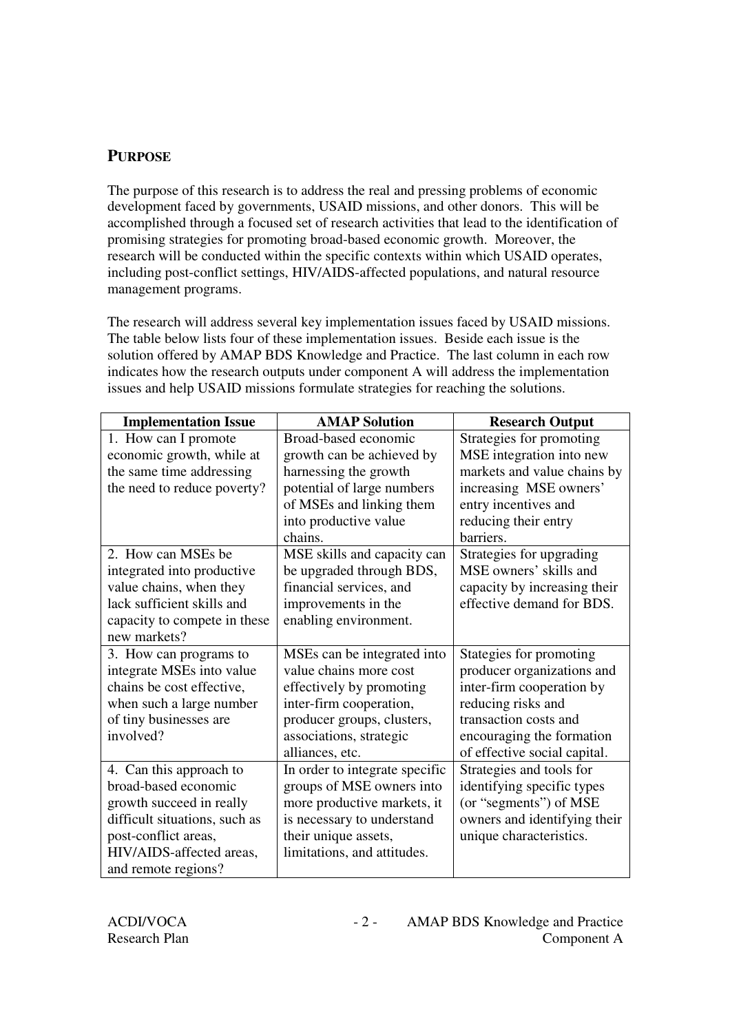## PURPOSE

The purpose of this research is to address the real and pressing problems of economic development faced by governments, USAID missions, and other donors. This will be accomplished through a focused set of research activities that lead to the identification of promising strategies for promoting broad-based economic growth. Moreover, the research will be conducted within the specific contexts within which USAID operates, including post-conflict settings, HIV/AIDS-affected populations, and natural resource management programs.

The research will address several key implementation issues faced by USAID missions. The table below lists four of these implementation issues. Beside each issue is the solution offered by AMAP BDS Knowledge and Practice. The last column in each row indicates how the research outputs under component A will address the implementation issues and help USAID missions formulate strategies for reaching the solutions.

| Implementation Issue | AMAP Solution | Research Output |
|---|---|---|
| 1. How can I promote economic growth, while at the same time addressing the need to reduce poverty? | Broad-based economic growth can be achieved by harnessing the growth potential of large numbers of MSEs and linking them into productive value chains. | Strategies for promoting MSE integration into new markets and value chains by increasing MSE owners' entry incentives and reducing their entry barriers. |
| 2. How can MSEs be integrated into productive value chains, when they lack sufficient skills and capacity to compete in these new markets? | MSE skills and capacity can be upgraded through BDS, financial services, and improvements in the enabling environment. | Strategies for upgrading MSE owners' skills and capacity by increasing their effective demand for BDS. |
| 3. How can programs to integrate MSEs into value chains be cost effective, when such a large number of tiny businesses are involved? | MSEs can be integrated into value chains more cost effectively by promoting inter-firm cooperation, producer groups, clusters, associations, strategic alliances, etc. | Stategies for promoting producer organizations and inter-firm cooperation by reducing risks and transaction costs and encouraging the formation of effective social capital. |
| 4. Can this approach to broad-based economic growth succeed in really difficult situations, such as post-conflict areas, HIV/AIDS-affected areas, and remote regions? | In order to integrate specific groups of MSE owners into more productive markets, it is necessary to understand their unique assets, limitations, and attitudes. | Strategies and tools for identifying specific types (or "segments") of MSE owners and identifying their unique characteristics. |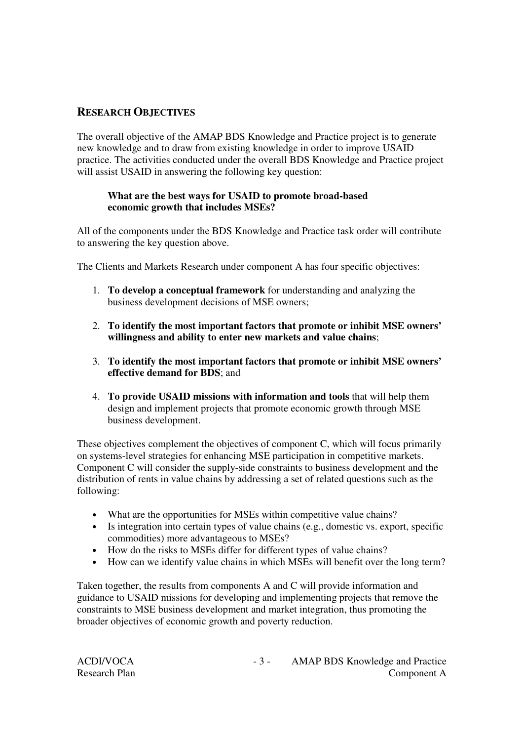## RESEARCH OBJECTIVES

The overall objective of the AMAP BDS Knowledge and Practice project is to generate new knowledge and to draw from existing knowledge in order to improve USAID practice. The activities conducted under the overall BDS Knowledge and Practice project will assist USAID in answering the following key question:

> **What are the best ways for USAID to promote broad-based economic growth that includes MSEs?**

All of the components under the BDS Knowledge and Practice task order will contribute to answering the key question above.

The Clients and Markets Research under component A has four specific objectives:

1. **To develop a conceptual framework** for understanding and analyzing the business development decisions of MSE owners;
2. **To identify the most important factors that promote or inhibit MSE owners' willingness and ability to enter new markets and value chains**;
3. **To identify the most important factors that promote or inhibit MSE owners' effective demand for BDS**; and
4. **To provide USAID missions with information and tools** that will help them design and implement projects that promote economic growth through MSE business development.

These objectives complement the objectives of component C, which will focus primarily on systems-level strategies for enhancing MSE participation in competitive markets. Component C will consider the supply-side constraints to business development and the distribution of rents in value chains by addressing a set of related questions such as the following:

- What are the opportunities for MSEs within competitive value chains?
- Is integration into certain types of value chains (e.g., domestic vs. export, specific commodities) more advantageous to MSEs?
- How do the risks to MSEs differ for different types of value chains?
- How can we identify value chains in which MSEs will benefit over the long term?

Taken together, the results from components A and C will provide information and guidance to USAID missions for developing and implementing projects that remove the constraints to MSE business development and market integration, thus promoting the broader objectives of economic growth and poverty reduction.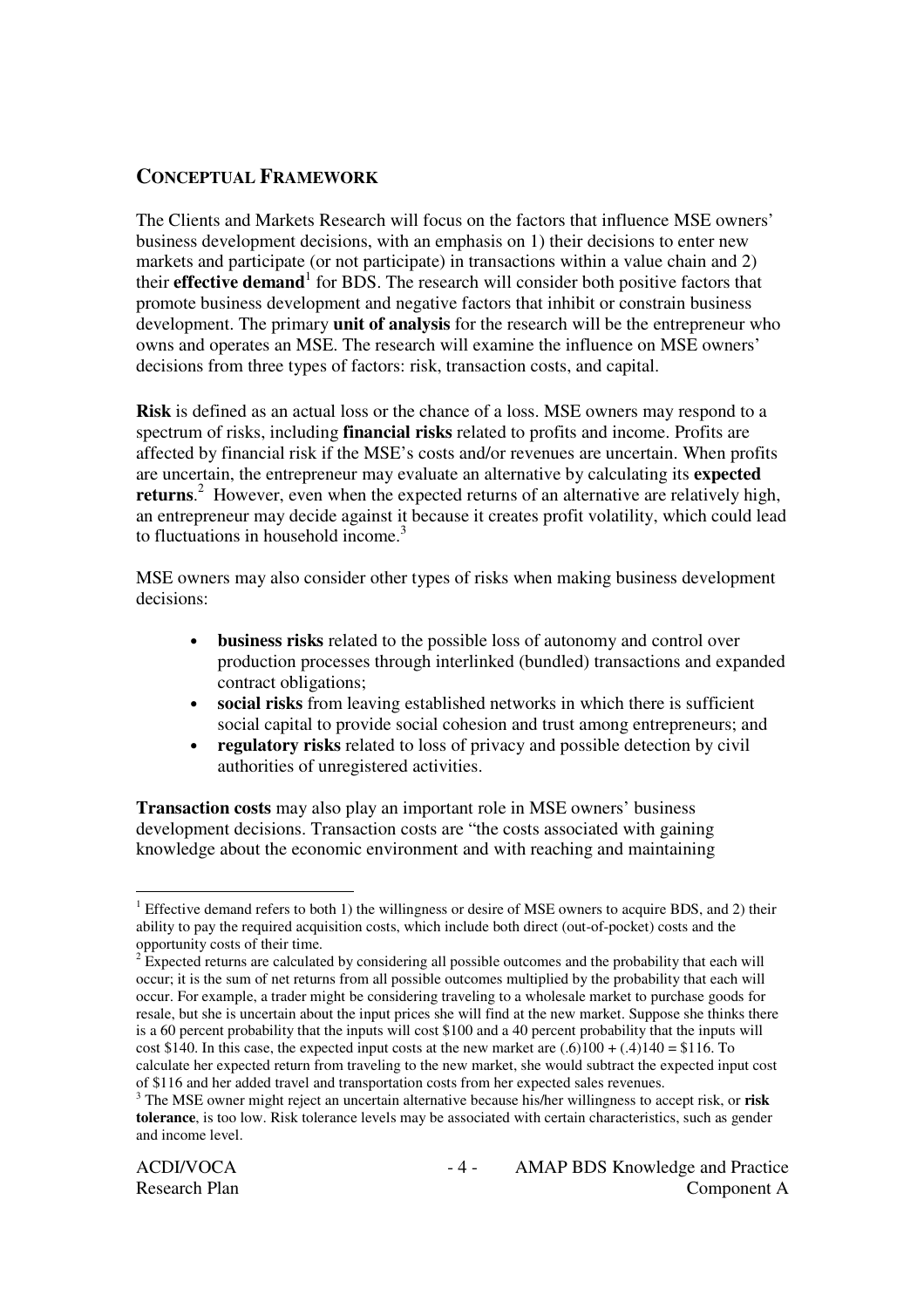## CONCEPTUAL FRAMEWORK

The Clients and Markets Research will focus on the factors that influence MSE owners' business development decisions, with an emphasis on 1) their decisions to enter new markets and participate (or not participate) in transactions within a value chain and 2) their **effective demand**[1] for BDS. The research will consider both positive factors that promote business development and negative factors that inhibit or constrain business development. The primary **unit of analysis** for the research will be the entrepreneur who owns and operates an MSE. The research will examine the influence on MSE owners' decisions from three types of factors: risk, transaction costs, and capital.

**Risk** is defined as an actual loss or the chance of a loss. MSE owners may respond to a spectrum of risks, including **financial risks** related to profits and income. Profits are affected by financial risk if the MSE's costs and/or revenues are uncertain. When profits are uncertain, the entrepreneur may evaluate an alternative by calculating its **expected returns**.[2] However, even when the expected returns of an alternative are relatively high, an entrepreneur may decide against it because it creates profit volatility, which could lead to fluctuations in household income.[3]

MSE owners may also consider other types of risks when making business development decisions:

- **business risks** related to the possible loss of autonomy and control over production processes through interlinked (bundled) transactions and expanded contract obligations;
- **social risks** from leaving established networks in which there is sufficient social capital to provide social cohesion and trust among entrepreneurs; and
- **regulatory risks** related to loss of privacy and possible detection by civil authorities of unregistered activities.

**Transaction costs** may also play an important role in MSE owners' business development decisions. Transaction costs are "the costs associated with gaining knowledge about the economic environment and with reaching and maintaining

---

[1] Effective demand refers to both 1) the willingness or desire of MSE owners to acquire BDS, and 2) their ability to pay the required acquisition costs, which include both direct (out-of-pocket) costs and the opportunity costs of their time.

[2] Expected returns are calculated by considering all possible outcomes and the probability that each will occur; it is the sum of net returns from all possible outcomes multiplied by the probability that each will occur. For example, a trader might be considering traveling to a wholesale market to purchase goods for resale, but she is uncertain about the input prices she will find at the new market. Suppose she thinks there is a 60 percent probability that the inputs will cost \$100 and a 40 percent probability that the inputs will cost \$140. In this case, the expected input costs at the new market are $(.6)100 + (.4)140 = \$116$. To calculate her expected return from traveling to the new market, she would subtract the expected input cost of \$116 and her added travel and transportation costs from her expected sales revenues.

[3] The MSE owner might reject an uncertain alternative because his/her willingness to accept risk, or **risk tolerance**, is too low. Risk tolerance levels may be associated with certain characteristics, such as gender and income level.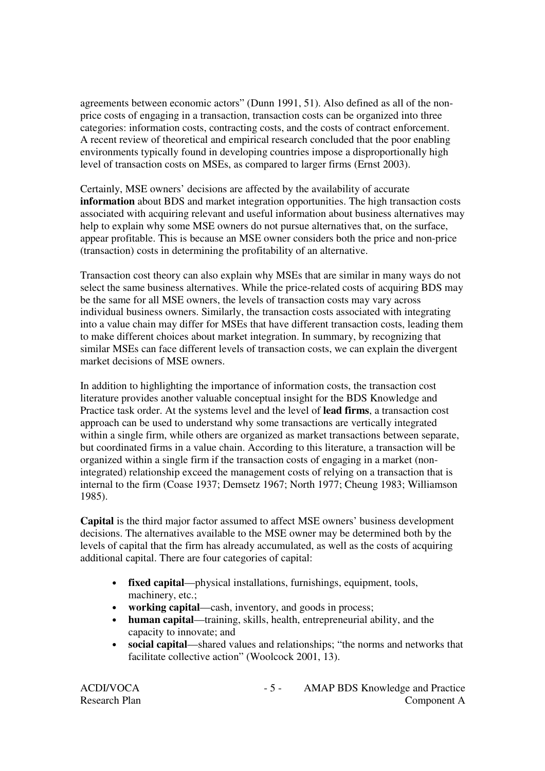agreements between economic actors" (Dunn 1991, 51). Also defined as all of the non-price costs of engaging in a transaction, transaction costs can be organized into three categories: information costs, contracting costs, and the costs of contract enforcement. A recent review of theoretical and empirical research concluded that the poor enabling environments typically found in developing countries impose a disproportionally high level of transaction costs on MSEs, as compared to larger firms (Ernst 2003).

Certainly, MSE owners' decisions are affected by the availability of accurate **information** about BDS and market integration opportunities. The high transaction costs associated with acquiring relevant and useful information about business alternatives may help to explain why some MSE owners do not pursue alternatives that, on the surface, appear profitable. This is because an MSE owner considers both the price and non-price (transaction) costs in determining the profitability of an alternative.

Transaction cost theory can also explain why MSEs that are similar in many ways do not select the same business alternatives. While the price-related costs of acquiring BDS may be the same for all MSE owners, the levels of transaction costs may vary across individual business owners. Similarly, the transaction costs associated with integrating into a value chain may differ for MSEs that have different transaction costs, leading them to make different choices about market integration. In summary, by recognizing that similar MSEs can face different levels of transaction costs, we can explain the divergent market decisions of MSE owners.

In addition to highlighting the importance of information costs, the transaction cost literature provides another valuable conceptual insight for the BDS Knowledge and Practice task order. At the systems level and the level of **lead firms**, a transaction cost approach can be used to understand why some transactions are vertically integrated within a single firm, while others are organized as market transactions between separate, but coordinated firms in a value chain. According to this literature, a transaction will be organized within a single firm if the transaction costs of engaging in a market (non-integrated) relationship exceed the management costs of relying on a transaction that is internal to the firm (Coase 1937; Demsetz 1967; North 1977; Cheung 1983; Williamson 1985).

**Capital** is the third major factor assumed to affect MSE owners' business development decisions. The alternatives available to the MSE owner may be determined both by the levels of capital that the firm has already accumulated, as well as the costs of acquiring additional capital. There are four categories of capital:

- **fixed capital**—physical installations, furnishings, equipment, tools, machinery, etc.;
- **working capital**—cash, inventory, and goods in process;
- **human capital**—training, skills, health, entrepreneurial ability, and the capacity to innovate; and
- **social capital**—shared values and relationships; "the norms and networks that facilitate collective action" (Woolcock 2001, 13).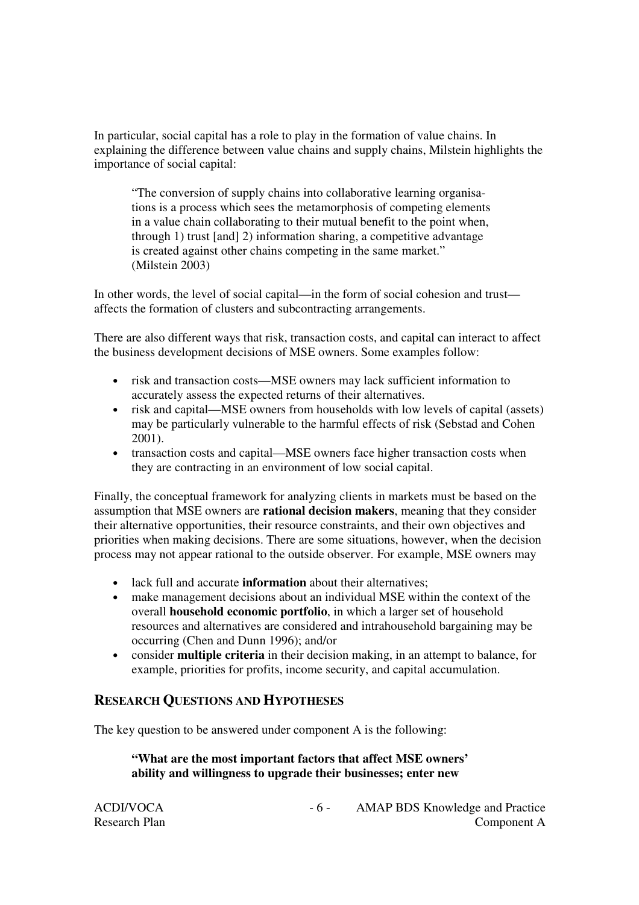In particular, social capital has a role to play in the formation of value chains. In explaining the difference between value chains and supply chains, Milstein highlights the importance of social capital:

> "The conversion of supply chains into collaborative learning organisations is a process which sees the metamorphosis of competing elements in a value chain collaborating to their mutual benefit to the point when, through 1) trust [and] 2) information sharing, a competitive advantage is created against other chains competing in the same market." (Milstein 2003)

In other words, the level of social capital—in the form of social cohesion and trust—affects the formation of clusters and subcontracting arrangements.

There are also different ways that risk, transaction costs, and capital can interact to affect the business development decisions of MSE owners. Some examples follow:

- risk and transaction costs—MSE owners may lack sufficient information to accurately assess the expected returns of their alternatives.
- risk and capital—MSE owners from households with low levels of capital (assets) may be particularly vulnerable to the harmful effects of risk (Sebstad and Cohen 2001).
- transaction costs and capital—MSE owners face higher transaction costs when they are contracting in an environment of low social capital.

Finally, the conceptual framework for analyzing clients in markets must be based on the assumption that MSE owners are **rational decision makers**, meaning that they consider their alternative opportunities, their resource constraints, and their own objectives and priorities when making decisions. There are some situations, however, when the decision process may not appear rational to the outside observer. For example, MSE owners may

- lack full and accurate **information** about their alternatives;
- make management decisions about an individual MSE within the context of the overall **household economic portfolio**, in which a larger set of household resources and alternatives are considered and intrahousehold bargaining may be occurring (Chen and Dunn 1996); and/or
- consider **multiple criteria** in their decision making, in an attempt to balance, for example, priorities for profits, income security, and capital accumulation.

## RESEARCH QUESTIONS AND HYPOTHESES

The key question to be answered under component A is the following:

> **"What are the most important factors that affect MSE owners' ability and willingness to upgrade their businesses; enter new**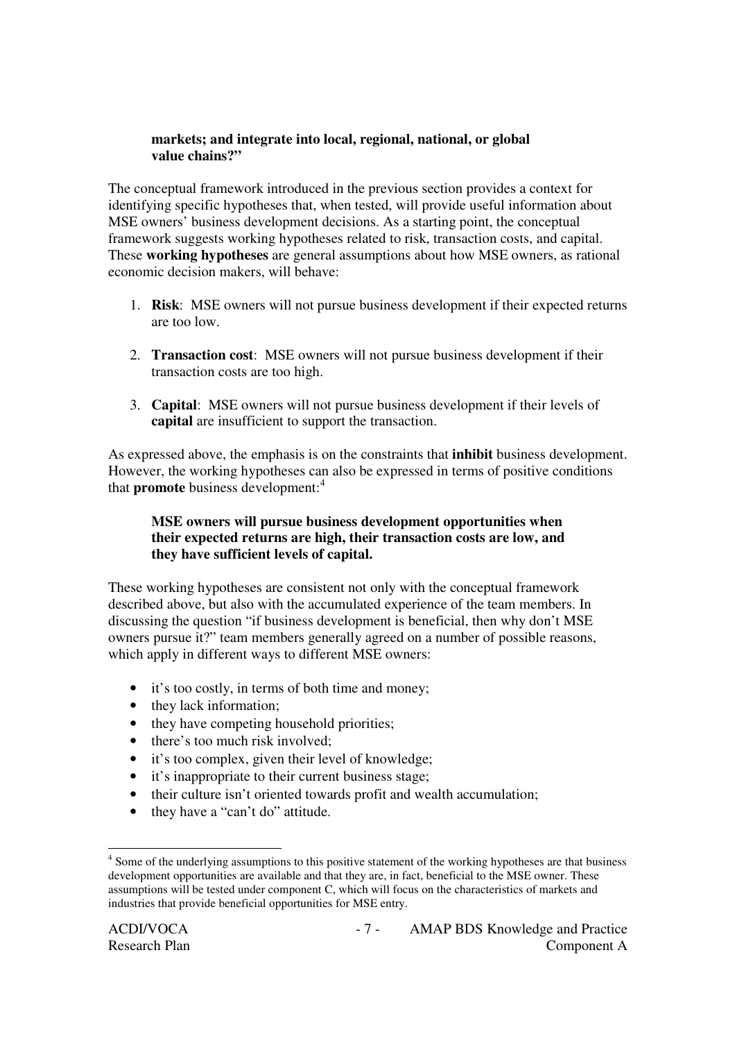**markets; and integrate into local, regional, national, or global value chains?"**

The conceptual framework introduced in the previous section provides a context for identifying specific hypotheses that, when tested, will provide useful information about MSE owners' business development decisions. As a starting point, the conceptual framework suggests working hypotheses related to risk, transaction costs, and capital. These **working hypotheses** are general assumptions about how MSE owners, as rational economic decision makers, will behave:

1. **Risk**: MSE owners will not pursue business development if their expected returns are too low.

2. **Transaction cost**: MSE owners will not pursue business development if their transaction costs are too high.

3. **Capital**: MSE owners will not pursue business development if their levels of **capital** are insufficient to support the transaction.

As expressed above, the emphasis is on the constraints that **inhibit** business development. However, the working hypotheses can also be expressed in terms of positive conditions that **promote** business development:[4]

> **MSE owners will pursue business development opportunities when their expected returns are high, their transaction costs are low, and they have sufficient levels of capital.**

These working hypotheses are consistent not only with the conceptual framework described above, but also with the accumulated experience of the team members. In discussing the question "if business development is beneficial, then why don't MSE owners pursue it?" team members generally agreed on a number of possible reasons, which apply in different ways to different MSE owners:

- it's too costly, in terms of both time and money;
- they lack information;
- they have competing household priorities;
- there's too much risk involved;
- it's too complex, given their level of knowledge;
- it's inappropriate to their current business stage;
- their culture isn't oriented towards profit and wealth accumulation;
- they have a "can't do" attitude.

---

[4] Some of the underlying assumptions to this positive statement of the working hypotheses are that business development opportunities are available and that they are, in fact, beneficial to the MSE owner. These assumptions will be tested under component C, which will focus on the characteristics of markets and industries that provide beneficial opportunities for MSE entry.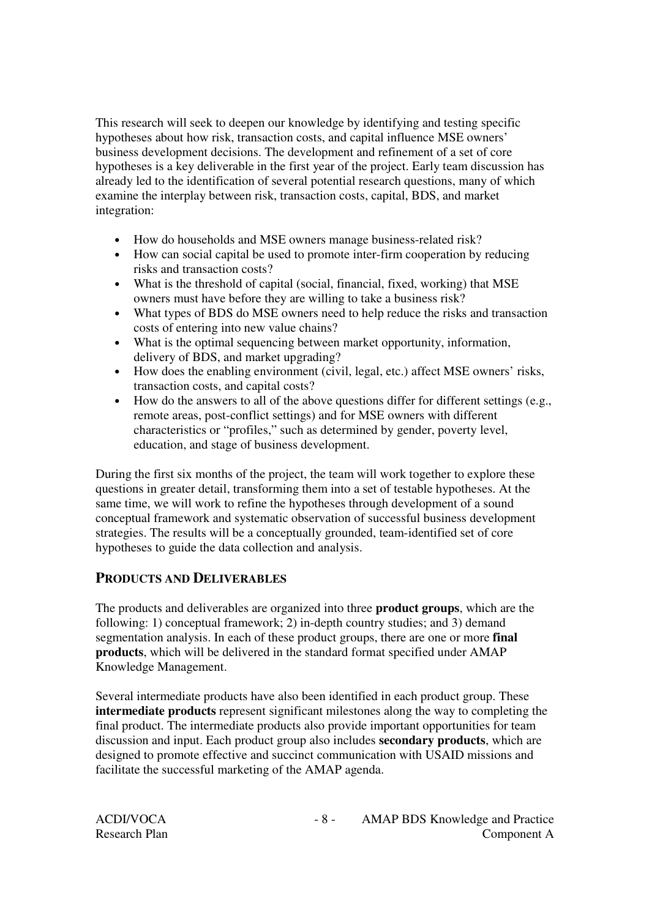This research will seek to deepen our knowledge by identifying and testing specific hypotheses about how risk, transaction costs, and capital influence MSE owners' business development decisions. The development and refinement of a set of core hypotheses is a key deliverable in the first year of the project. Early team discussion has already led to the identification of several potential research questions, many of which examine the interplay between risk, transaction costs, capital, BDS, and market integration:

- How do households and MSE owners manage business-related risk?
- How can social capital be used to promote inter-firm cooperation by reducing risks and transaction costs?
- What is the threshold of capital (social, financial, fixed, working) that MSE owners must have before they are willing to take a business risk?
- What types of BDS do MSE owners need to help reduce the risks and transaction costs of entering into new value chains?
- What is the optimal sequencing between market opportunity, information, delivery of BDS, and market upgrading?
- How does the enabling environment (civil, legal, etc.) affect MSE owners' risks, transaction costs, and capital costs?
- How do the answers to all of the above questions differ for different settings (e.g., remote areas, post-conflict settings) and for MSE owners with different characteristics or "profiles," such as determined by gender, poverty level, education, and stage of business development.

During the first six months of the project, the team will work together to explore these questions in greater detail, transforming them into a set of testable hypotheses. At the same time, we will work to refine the hypotheses through development of a sound conceptual framework and systematic observation of successful business development strategies. The results will be a conceptually grounded, team-identified set of core hypotheses to guide the data collection and analysis.

## PRODUCTS AND DELIVERABLES

The products and deliverables are organized into three **product groups**, which are the following: 1) conceptual framework; 2) in-depth country studies; and 3) demand segmentation analysis. In each of these product groups, there are one or more **final products**, which will be delivered in the standard format specified under AMAP Knowledge Management.

Several intermediate products have also been identified in each product group. These **intermediate products** represent significant milestones along the way to completing the final product. The intermediate products also provide important opportunities for team discussion and input. Each product group also includes **secondary products**, which are designed to promote effective and succinct communication with USAID missions and facilitate the successful marketing of the AMAP agenda.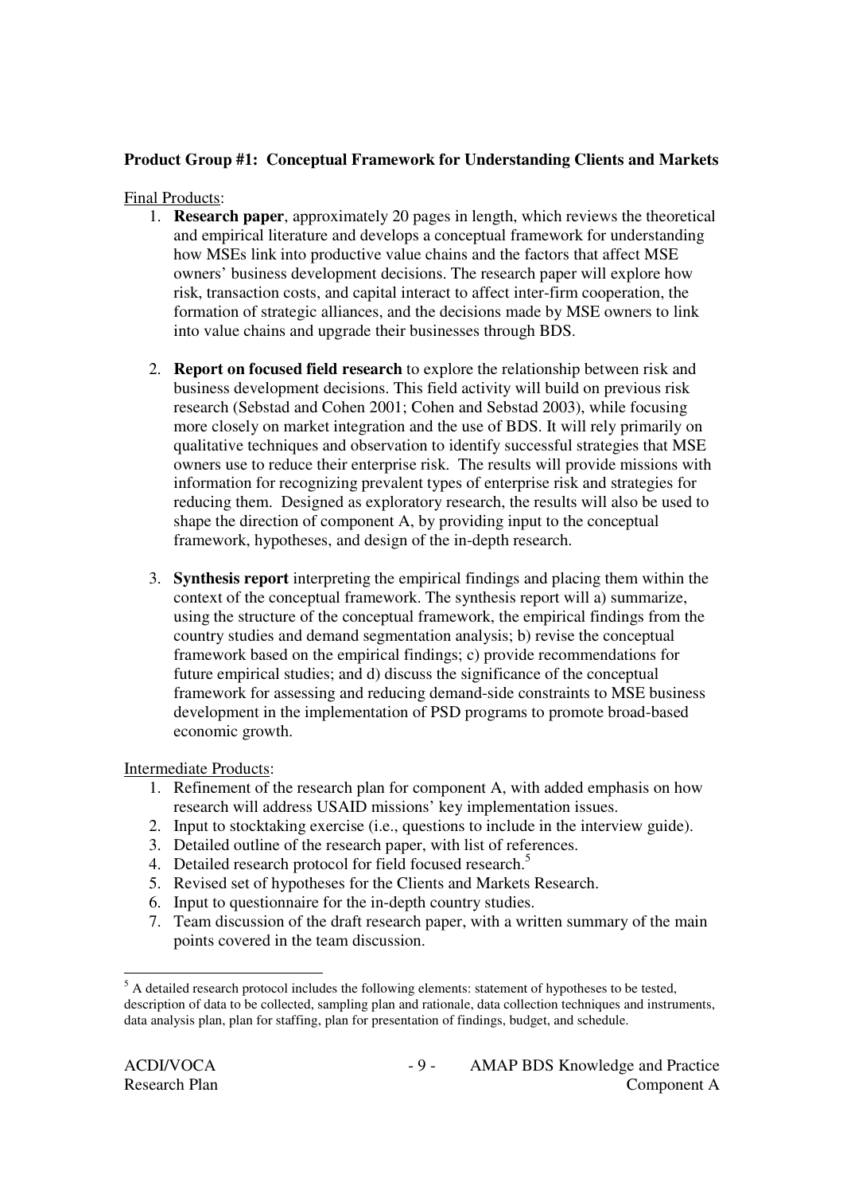**Product Group #1: Conceptual Framework for Understanding Clients and Markets**

Final Products:

1. **Research paper**, approximately 20 pages in length, which reviews the theoretical and empirical literature and develops a conceptual framework for understanding how MSEs link into productive value chains and the factors that affect MSE owners' business development decisions. The research paper will explore how risk, transaction costs, and capital interact to affect inter-firm cooperation, the formation of strategic alliances, and the decisions made by MSE owners to link into value chains and upgrade their businesses through BDS.

2. **Report on focused field research** to explore the relationship between risk and business development decisions. This field activity will build on previous risk research (Sebstad and Cohen 2001; Cohen and Sebstad 2003), while focusing more closely on market integration and the use of BDS. It will rely primarily on qualitative techniques and observation to identify successful strategies that MSE owners use to reduce their enterprise risk. The results will provide missions with information for recognizing prevalent types of enterprise risk and strategies for reducing them. Designed as exploratory research, the results will also be used to shape the direction of component A, by providing input to the conceptual framework, hypotheses, and design of the in-depth research.

3. **Synthesis report** interpreting the empirical findings and placing them within the context of the conceptual framework. The synthesis report will a) summarize, using the structure of the conceptual framework, the empirical findings from the country studies and demand segmentation analysis; b) revise the conceptual framework based on the empirical findings; c) provide recommendations for future empirical studies; and d) discuss the significance of the conceptual framework for assessing and reducing demand-side constraints to MSE business development in the implementation of PSD programs to promote broad-based economic growth.

Intermediate Products:

1. Refinement of the research plan for component A, with added emphasis on how research will address USAID missions' key implementation issues.
2. Input to stocktaking exercise (i.e., questions to include in the interview guide).
3. Detailed outline of the research paper, with list of references.
4. Detailed research protocol for field focused research.[5]
5. Revised set of hypotheses for the Clients and Markets Research.
6. Input to questionnaire for the in-depth country studies.
7. Team discussion of the draft research paper, with a written summary of the main points covered in the team discussion.

[5] A detailed research protocol includes the following elements: statement of hypotheses to be tested, description of data to be collected, sampling plan and rationale, data collection techniques and instruments, data analysis plan, plan for staffing, plan for presentation of findings, budget, and schedule.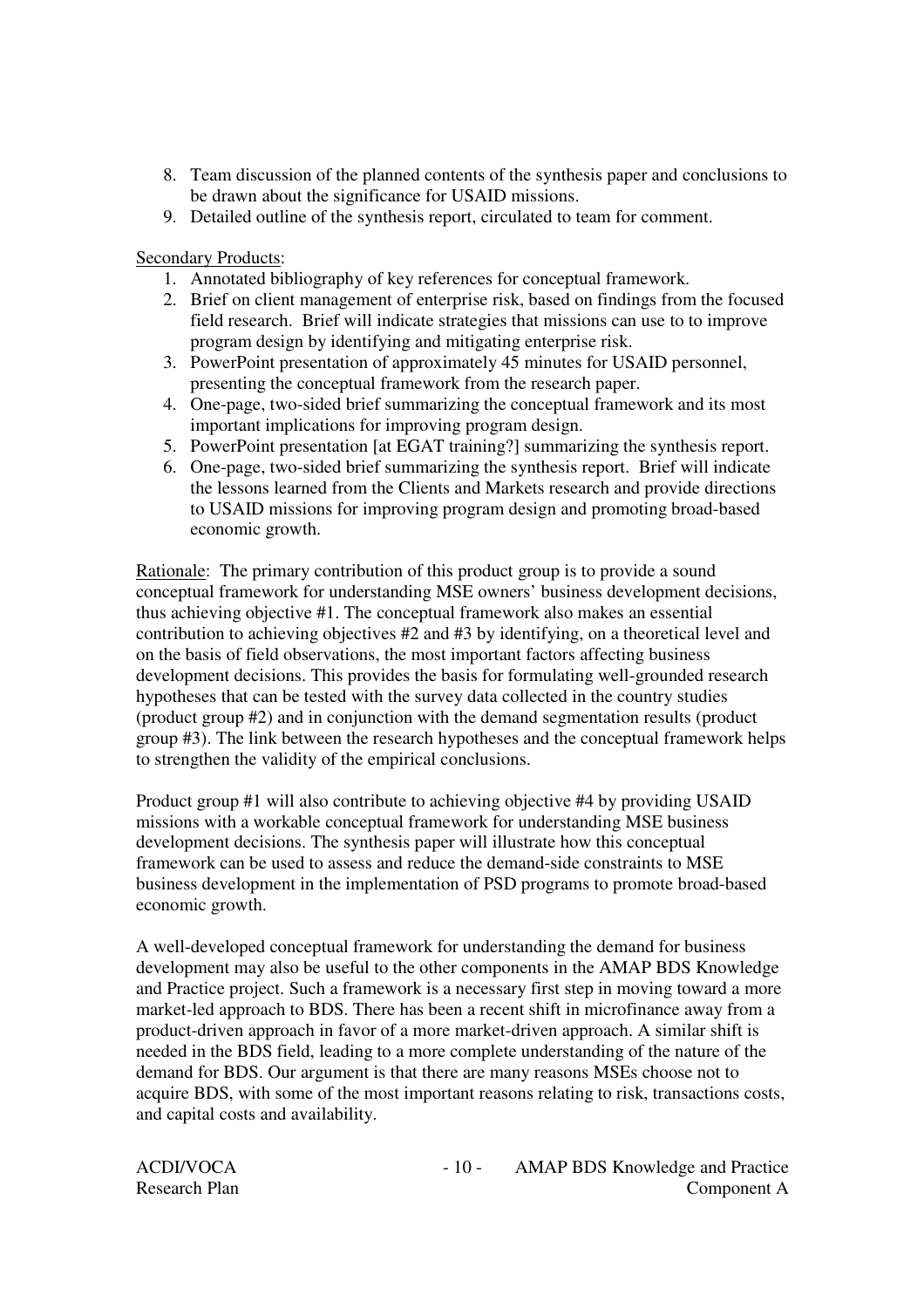8. Team discussion of the planned contents of the synthesis paper and conclusions to be drawn about the significance for USAID missions.
9. Detailed outline of the synthesis report, circulated to team for comment.

Secondary Products:

1. Annotated bibliography of key references for conceptual framework.
2. Brief on client management of enterprise risk, based on findings from the focused field research. Brief will indicate strategies that missions can use to to improve program design by identifying and mitigating enterprise risk.
3. PowerPoint presentation of approximately 45 minutes for USAID personnel, presenting the conceptual framework from the research paper.
4. One-page, two-sided brief summarizing the conceptual framework and its most important implications for improving program design.
5. PowerPoint presentation [at EGAT training?] summarizing the synthesis report.
6. One-page, two-sided brief summarizing the synthesis report. Brief will indicate the lessons learned from the Clients and Markets research and provide directions to USAID missions for improving program design and promoting broad-based economic growth.

Rationale: The primary contribution of this product group is to provide a sound conceptual framework for understanding MSE owners' business development decisions, thus achieving objective #1. The conceptual framework also makes an essential contribution to achieving objectives #2 and #3 by identifying, on a theoretical level and on the basis of field observations, the most important factors affecting business development decisions. This provides the basis for formulating well-grounded research hypotheses that can be tested with the survey data collected in the country studies (product group #2) and in conjunction with the demand segmentation results (product group #3). The link between the research hypotheses and the conceptual framework helps to strengthen the validity of the empirical conclusions.

Product group #1 will also contribute to achieving objective #4 by providing USAID missions with a workable conceptual framework for understanding MSE business development decisions. The synthesis paper will illustrate how this conceptual framework can be used to assess and reduce the demand-side constraints to MSE business development in the implementation of PSD programs to promote broad-based economic growth.

A well-developed conceptual framework for understanding the demand for business development may also be useful to the other components in the AMAP BDS Knowledge and Practice project. Such a framework is a necessary first step in moving toward a more market-led approach to BDS. There has been a recent shift in microfinance away from a product-driven approach in favor of a more market-driven approach. A similar shift is needed in the BDS field, leading to a more complete understanding of the nature of the demand for BDS. Our argument is that there are many reasons MSEs choose not to acquire BDS, with some of the most important reasons relating to risk, transactions costs, and capital costs and availability.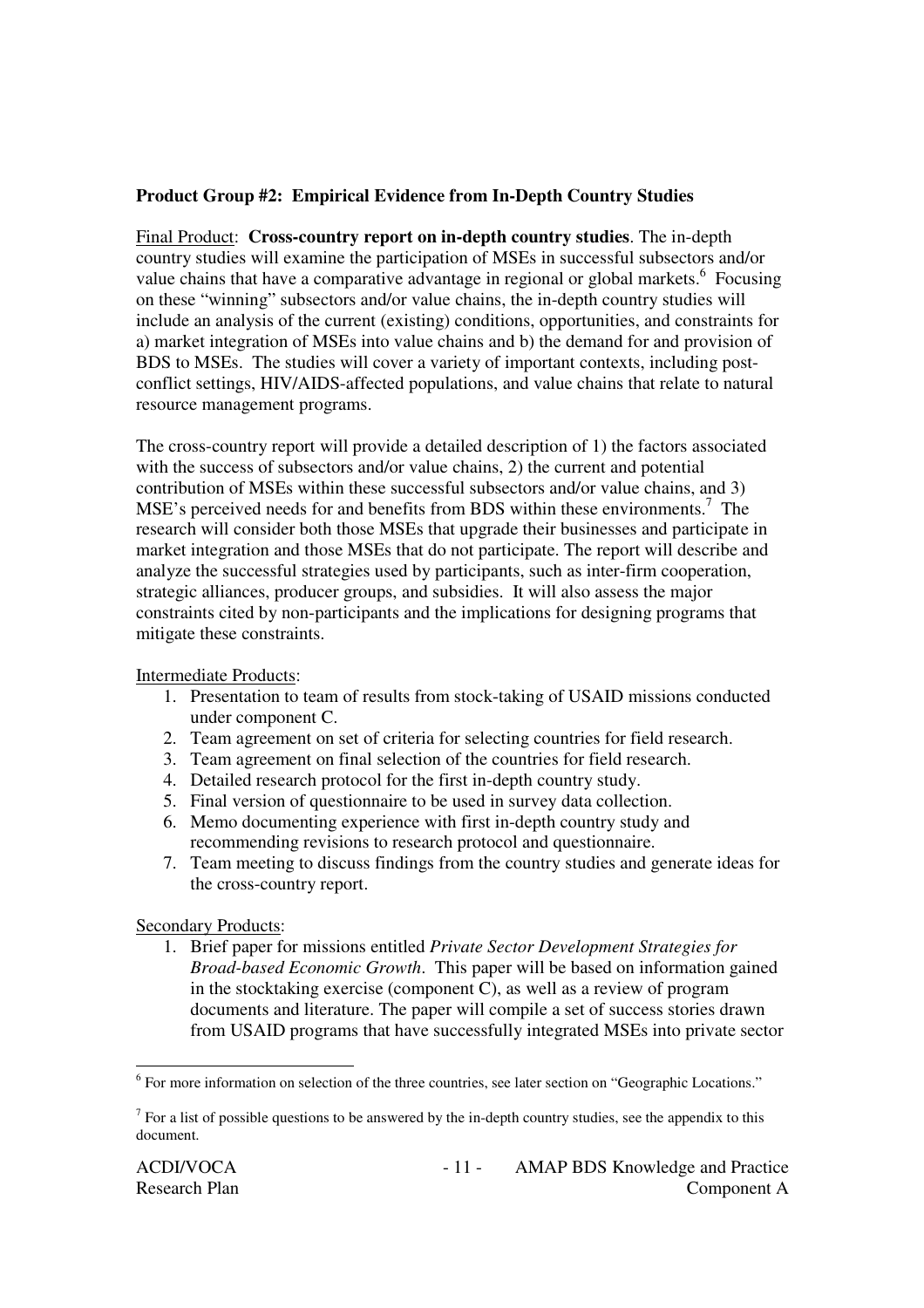**Product Group #2: Empirical Evidence from In-Depth Country Studies**

Final Product: **Cross-country report on in-depth country studies**. The in-depth country studies will examine the participation of MSEs in successful subsectors and/or value chains that have a comparative advantage in regional or global markets.[6] Focusing on these "winning" subsectors and/or value chains, the in-depth country studies will include an analysis of the current (existing) conditions, opportunities, and constraints for a) market integration of MSEs into value chains and b) the demand for and provision of BDS to MSEs. The studies will cover a variety of important contexts, including post-conflict settings, HIV/AIDS-affected populations, and value chains that relate to natural resource management programs.

The cross-country report will provide a detailed description of 1) the factors associated with the success of subsectors and/or value chains, 2) the current and potential contribution of MSEs within these successful subsectors and/or value chains, and 3) MSE's perceived needs for and benefits from BDS within these environments.[7] The research will consider both those MSEs that upgrade their businesses and participate in market integration and those MSEs that do not participate. The report will describe and analyze the successful strategies used by participants, such as inter-firm cooperation, strategic alliances, producer groups, and subsidies. It will also assess the major constraints cited by non-participants and the implications for designing programs that mitigate these constraints.

Intermediate Products:

1. Presentation to team of results from stock-taking of USAID missions conducted under component C.
2. Team agreement on set of criteria for selecting countries for field research.
3. Team agreement on final selection of the countries for field research.
4. Detailed research protocol for the first in-depth country study.
5. Final version of questionnaire to be used in survey data collection.
6. Memo documenting experience with first in-depth country study and recommending revisions to research protocol and questionnaire.
7. Team meeting to discuss findings from the country studies and generate ideas for the cross-country report.

Secondary Products:

1. Brief paper for missions entitled *Private Sector Development Strategies for Broad-based Economic Growth*. This paper will be based on information gained in the stocktaking exercise (component C), as well as a review of program documents and literature. The paper will compile a set of success stories drawn from USAID programs that have successfully integrated MSEs into private sector

---

[6] For more information on selection of the three countries, see later section on "Geographic Locations."

[7] For a list of possible questions to be answered by the in-depth country studies, see the appendix to this document.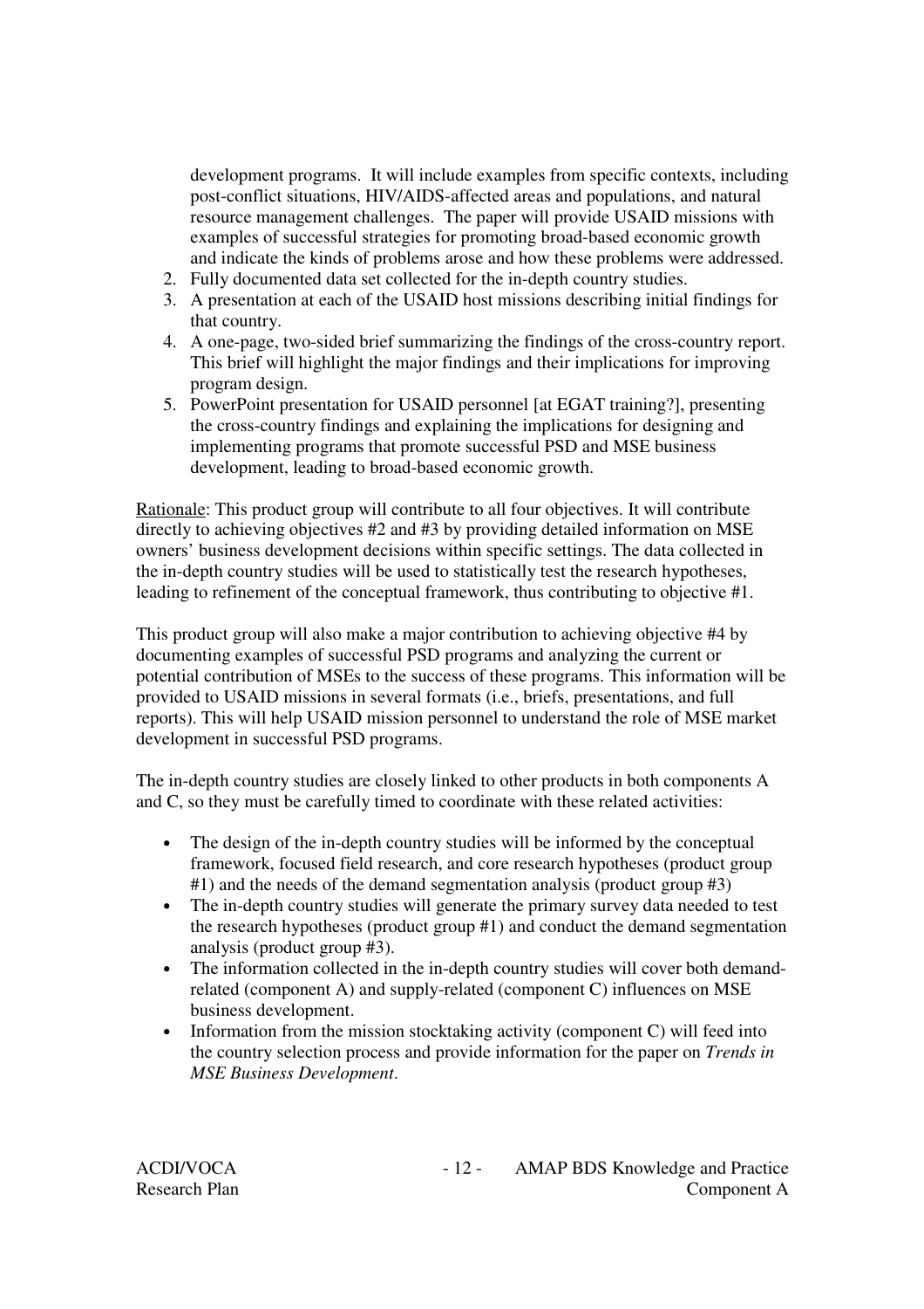development programs. It will include examples from specific contexts, including post-conflict situations, HIV/AIDS-affected areas and populations, and natural resource management challenges. The paper will provide USAID missions with examples of successful strategies for promoting broad-based economic growth and indicate the kinds of problems arose and how these problems were addressed.

2. Fully documented data set collected for the in-depth country studies.
3. A presentation at each of the USAID host missions describing initial findings for that country.
4. A one-page, two-sided brief summarizing the findings of the cross-country report. This brief will highlight the major findings and their implications for improving program design.
5. PowerPoint presentation for USAID personnel [at EGAT training?], presenting the cross-country findings and explaining the implications for designing and implementing programs that promote successful PSD and MSE business development, leading to broad-based economic growth.

Rationale: This product group will contribute to all four objectives. It will contribute directly to achieving objectives #2 and #3 by providing detailed information on MSE owners' business development decisions within specific settings. The data collected in the in-depth country studies will be used to statistically test the research hypotheses, leading to refinement of the conceptual framework, thus contributing to objective #1.

This product group will also make a major contribution to achieving objective #4 by documenting examples of successful PSD programs and analyzing the current or potential contribution of MSEs to the success of these programs. This information will be provided to USAID missions in several formats (i.e., briefs, presentations, and full reports). This will help USAID mission personnel to understand the role of MSE market development in successful PSD programs.

The in-depth country studies are closely linked to other products in both components A and C, so they must be carefully timed to coordinate with these related activities:

- The design of the in-depth country studies will be informed by the conceptual framework, focused field research, and core research hypotheses (product group #1) and the needs of the demand segmentation analysis (product group #3)
- The in-depth country studies will generate the primary survey data needed to test the research hypotheses (product group #1) and conduct the demand segmentation analysis (product group #3).
- The information collected in the in-depth country studies will cover both demand-related (component A) and supply-related (component C) influences on MSE business development.
- Information from the mission stocktaking activity (component C) will feed into the country selection process and provide information for the paper on *Trends in MSE Business Development*.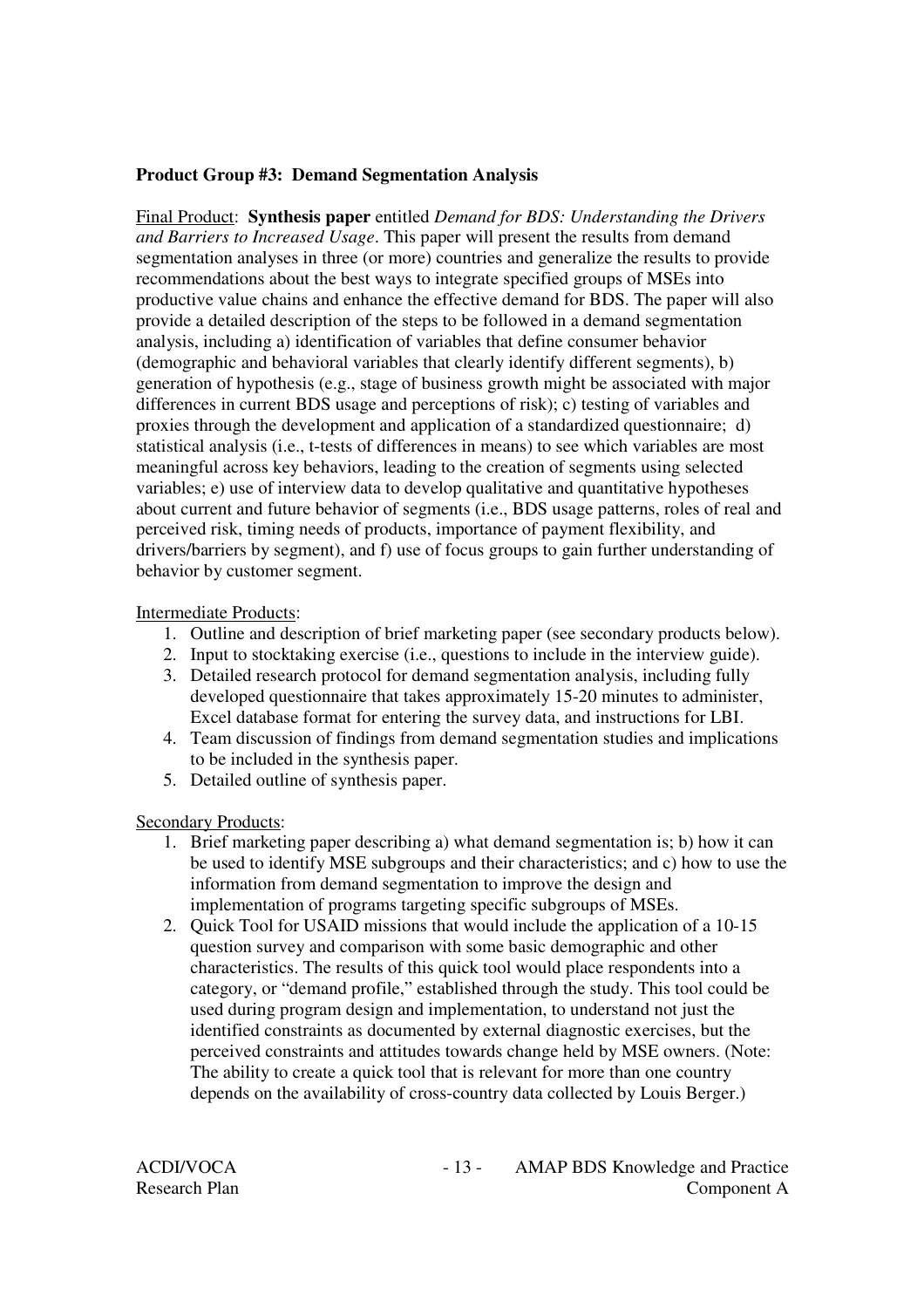**Product Group #3: Demand Segmentation Analysis**

Final Product: **Synthesis paper** entitled *Demand for BDS: Understanding the Drivers and Barriers to Increased Usage*. This paper will present the results from demand segmentation analyses in three (or more) countries and generalize the results to provide recommendations about the best ways to integrate specified groups of MSEs into productive value chains and enhance the effective demand for BDS. The paper will also provide a detailed description of the steps to be followed in a demand segmentation analysis, including a) identification of variables that define consumer behavior (demographic and behavioral variables that clearly identify different segments), b) generation of hypothesis (e.g., stage of business growth might be associated with major differences in current BDS usage and perceptions of risk); c) testing of variables and proxies through the development and application of a standardized questionnaire; d) statistical analysis (i.e., t-tests of differences in means) to see which variables are most meaningful across key behaviors, leading to the creation of segments using selected variables; e) use of interview data to develop qualitative and quantitative hypotheses about current and future behavior of segments (i.e., BDS usage patterns, roles of real and perceived risk, timing needs of products, importance of payment flexibility, and drivers/barriers by segment), and f) use of focus groups to gain further understanding of behavior by customer segment.

Intermediate Products:

1. Outline and description of brief marketing paper (see secondary products below).
2. Input to stocktaking exercise (i.e., questions to include in the interview guide).
3. Detailed research protocol for demand segmentation analysis, including fully developed questionnaire that takes approximately 15-20 minutes to administer, Excel database format for entering the survey data, and instructions for LBI.
4. Team discussion of findings from demand segmentation studies and implications to be included in the synthesis paper.
5. Detailed outline of synthesis paper.

Secondary Products:

1. Brief marketing paper describing a) what demand segmentation is; b) how it can be used to identify MSE subgroups and their characteristics; and c) how to use the information from demand segmentation to improve the design and implementation of programs targeting specific subgroups of MSEs.
2. Quick Tool for USAID missions that would include the application of a 10-15 question survey and comparison with some basic demographic and other characteristics. The results of this quick tool would place respondents into a category, or "demand profile," established through the study. This tool could be used during program design and implementation, to understand not just the identified constraints as documented by external diagnostic exercises, but the perceived constraints and attitudes towards change held by MSE owners. (Note: The ability to create a quick tool that is relevant for more than one country depends on the availability of cross-country data collected by Louis Berger.)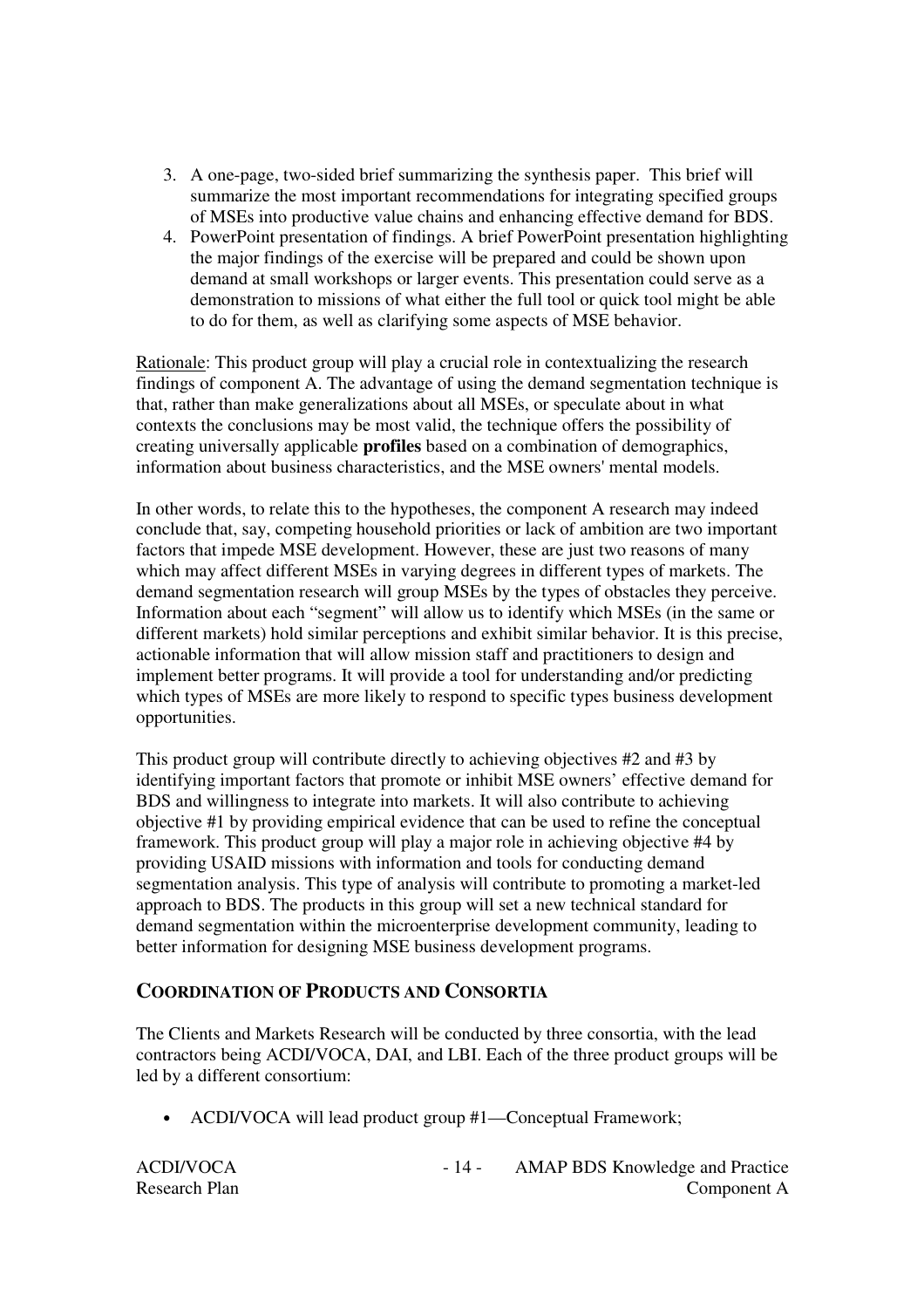3. A one-page, two-sided brief summarizing the synthesis paper. This brief will summarize the most important recommendations for integrating specified groups of MSEs into productive value chains and enhancing effective demand for BDS.
4. PowerPoint presentation of findings. A brief PowerPoint presentation highlighting the major findings of the exercise will be prepared and could be shown upon demand at small workshops or larger events. This presentation could serve as a demonstration to missions of what either the full tool or quick tool might be able to do for them, as well as clarifying some aspects of MSE behavior.

Rationale: This product group will play a crucial role in contextualizing the research findings of component A. The advantage of using the demand segmentation technique is that, rather than make generalizations about all MSEs, or speculate about in what contexts the conclusions may be most valid, the technique offers the possibility of creating universally applicable **profiles** based on a combination of demographics, information about business characteristics, and the MSE owners' mental models.

In other words, to relate this to the hypotheses, the component A research may indeed conclude that, say, competing household priorities or lack of ambition are two important factors that impede MSE development. However, these are just two reasons of many which may affect different MSEs in varying degrees in different types of markets. The demand segmentation research will group MSEs by the types of obstacles they perceive. Information about each "segment" will allow us to identify which MSEs (in the same or different markets) hold similar perceptions and exhibit similar behavior. It is this precise, actionable information that will allow mission staff and practitioners to design and implement better programs. It will provide a tool for understanding and/or predicting which types of MSEs are more likely to respond to specific types business development opportunities.

This product group will contribute directly to achieving objectives #2 and #3 by identifying important factors that promote or inhibit MSE owners' effective demand for BDS and willingness to integrate into markets. It will also contribute to achieving objective #1 by providing empirical evidence that can be used to refine the conceptual framework. This product group will play a major role in achieving objective #4 by providing USAID missions with information and tools for conducting demand segmentation analysis. This type of analysis will contribute to promoting a market-led approach to BDS. The products in this group will set a new technical standard for demand segmentation within the microenterprise development community, leading to better information for designing MSE business development programs.

## COORDINATION OF PRODUCTS AND CONSORTIA

The Clients and Markets Research will be conducted by three consortia, with the lead contractors being ACDI/VOCA, DAI, and LBI. Each of the three product groups will be led by a different consortium:

- ACDI/VOCA will lead product group #1—Conceptual Framework;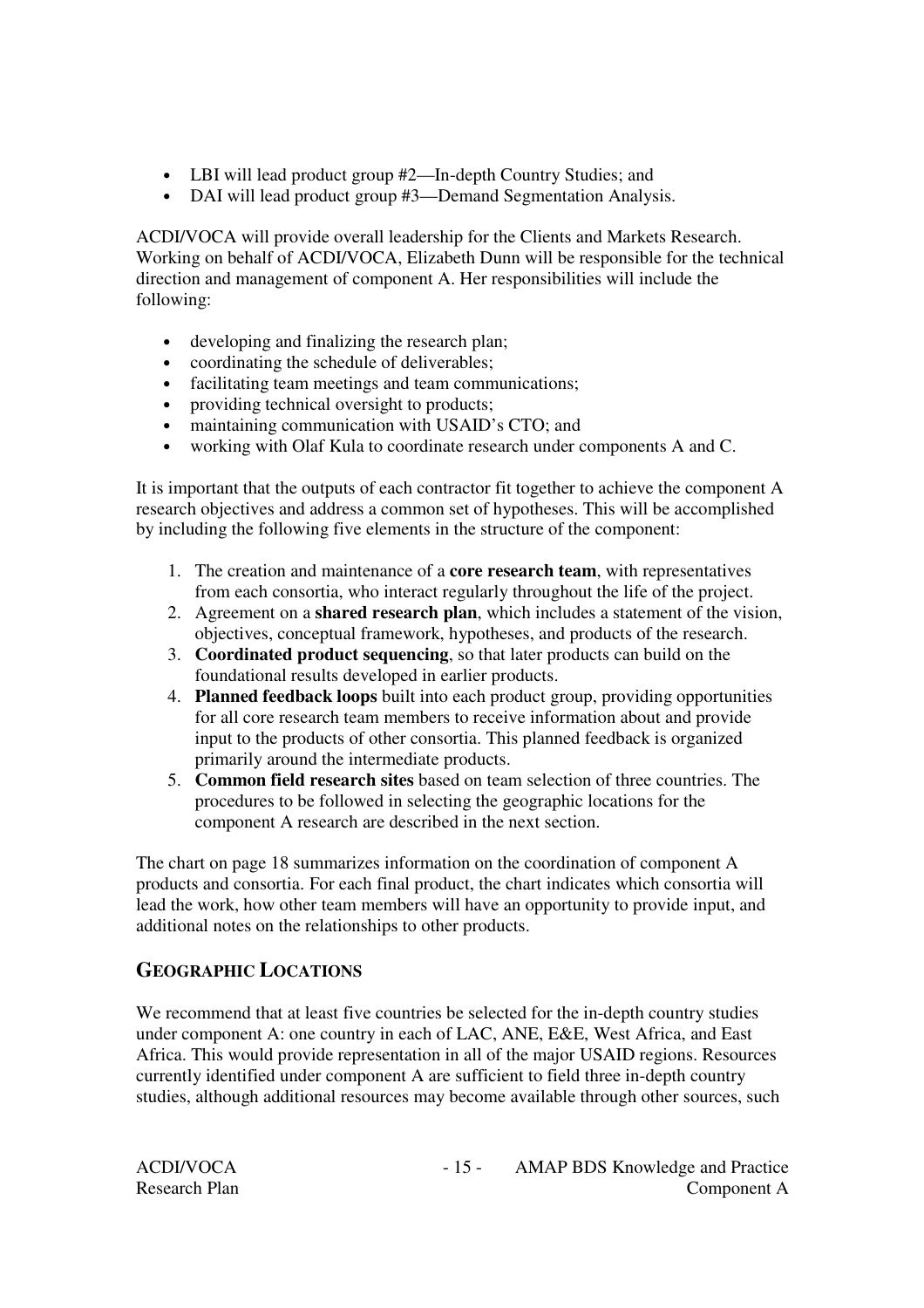- LBI will lead product group #2—In-depth Country Studies; and
- DAI will lead product group #3—Demand Segmentation Analysis.

ACDI/VOCA will provide overall leadership for the Clients and Markets Research. Working on behalf of ACDI/VOCA, Elizabeth Dunn will be responsible for the technical direction and management of component A. Her responsibilities will include the following:

- developing and finalizing the research plan;
- coordinating the schedule of deliverables;
- facilitating team meetings and team communications;
- providing technical oversight to products;
- maintaining communication with USAID's CTO; and
- working with Olaf Kula to coordinate research under components A and C.

It is important that the outputs of each contractor fit together to achieve the component A research objectives and address a common set of hypotheses. This will be accomplished by including the following five elements in the structure of the component:

1. The creation and maintenance of a **core research team**, with representatives from each consortia, who interact regularly throughout the life of the project.
2. Agreement on a **shared research plan**, which includes a statement of the vision, objectives, conceptual framework, hypotheses, and products of the research.
3. **Coordinated product sequencing**, so that later products can build on the foundational results developed in earlier products.
4. **Planned feedback loops** built into each product group, providing opportunities for all core research team members to receive information about and provide input to the products of other consortia. This planned feedback is organized primarily around the intermediate products.
5. **Common field research sites** based on team selection of three countries. The procedures to be followed in selecting the geographic locations for the component A research are described in the next section.

The chart on page 18 summarizes information on the coordination of component A products and consortia. For each final product, the chart indicates which consortia will lead the work, how other team members will have an opportunity to provide input, and additional notes on the relationships to other products.

## GEOGRAPHIC LOCATIONS

We recommend that at least five countries be selected for the in-depth country studies under component A: one country in each of LAC, ANE, E&E, West Africa, and East Africa. This would provide representation in all of the major USAID regions. Resources currently identified under component A are sufficient to field three in-depth country studies, although additional resources may become available through other sources, such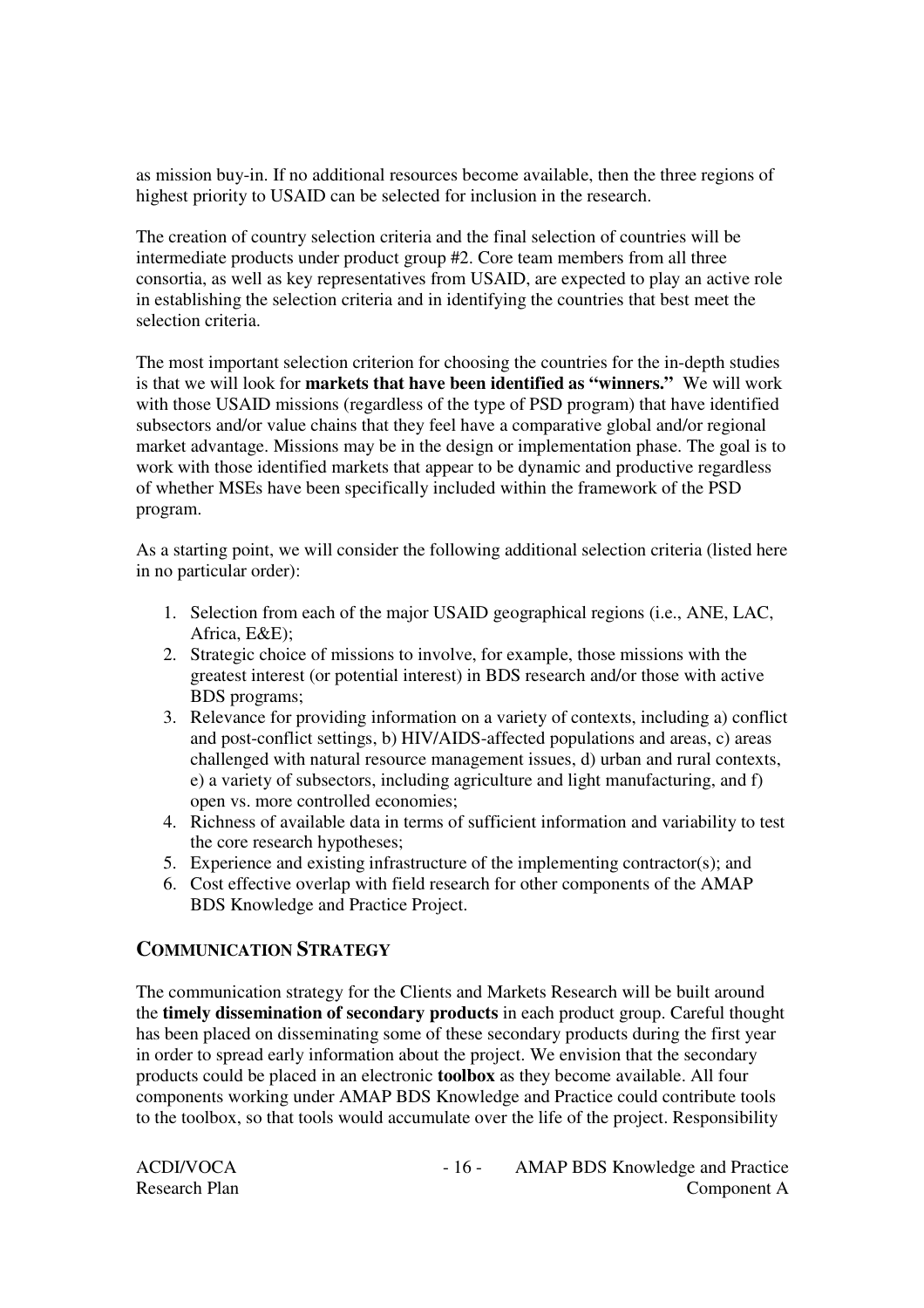as mission buy-in. If no additional resources become available, then the three regions of highest priority to USAID can be selected for inclusion in the research.

The creation of country selection criteria and the final selection of countries will be intermediate products under product group #2. Core team members from all three consortia, as well as key representatives from USAID, are expected to play an active role in establishing the selection criteria and in identifying the countries that best meet the selection criteria.

The most important selection criterion for choosing the countries for the in-depth studies is that we will look for **markets that have been identified as "winners."** We will work with those USAID missions (regardless of the type of PSD program) that have identified subsectors and/or value chains that they feel have a comparative global and/or regional market advantage. Missions may be in the design or implementation phase. The goal is to work with those identified markets that appear to be dynamic and productive regardless of whether MSEs have been specifically included within the framework of the PSD program.

As a starting point, we will consider the following additional selection criteria (listed here in no particular order):

1. Selection from each of the major USAID geographical regions (i.e., ANE, LAC, Africa, E&E);
2. Strategic choice of missions to involve, for example, those missions with the greatest interest (or potential interest) in BDS research and/or those with active BDS programs;
3. Relevance for providing information on a variety of contexts, including a) conflict and post-conflict settings, b) HIV/AIDS-affected populations and areas, c) areas challenged with natural resource management issues, d) urban and rural contexts, e) a variety of subsectors, including agriculture and light manufacturing, and f) open vs. more controlled economies;
4. Richness of available data in terms of sufficient information and variability to test the core research hypotheses;
5. Experience and existing infrastructure of the implementing contractor(s); and
6. Cost effective overlap with field research for other components of the AMAP BDS Knowledge and Practice Project.

## COMMUNICATION STRATEGY

The communication strategy for the Clients and Markets Research will be built around the **timely dissemination of secondary products** in each product group. Careful thought has been placed on disseminating some of these secondary products during the first year in order to spread early information about the project. We envision that the secondary products could be placed in an electronic **toolbox** as they become available. All four components working under AMAP BDS Knowledge and Practice could contribute tools to the toolbox, so that tools would accumulate over the life of the project. Responsibility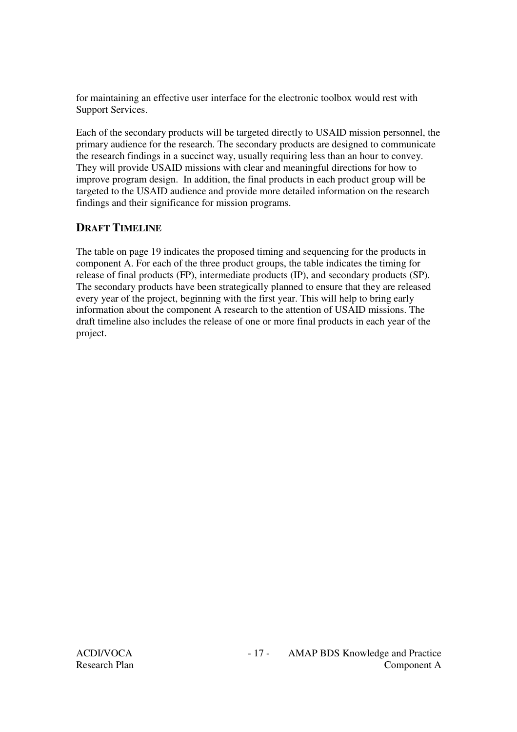for maintaining an effective user interface for the electronic toolbox would rest with Support Services.

Each of the secondary products will be targeted directly to USAID mission personnel, the primary audience for the research. The secondary products are designed to communicate the research findings in a succinct way, usually requiring less than an hour to convey. They will provide USAID missions with clear and meaningful directions for how to improve program design. In addition, the final products in each product group will be targeted to the USAID audience and provide more detailed information on the research findings and their significance for mission programs.

## DRAFT TIMELINE

The table on page 19 indicates the proposed timing and sequencing for the products in component A. For each of the three product groups, the table indicates the timing for release of final products (FP), intermediate products (IP), and secondary products (SP). The secondary products have been strategically planned to ensure that they are released every year of the project, beginning with the first year. This will help to bring early information about the component A research to the attention of USAID missions. The draft timeline also includes the release of one or more final products in each year of the project.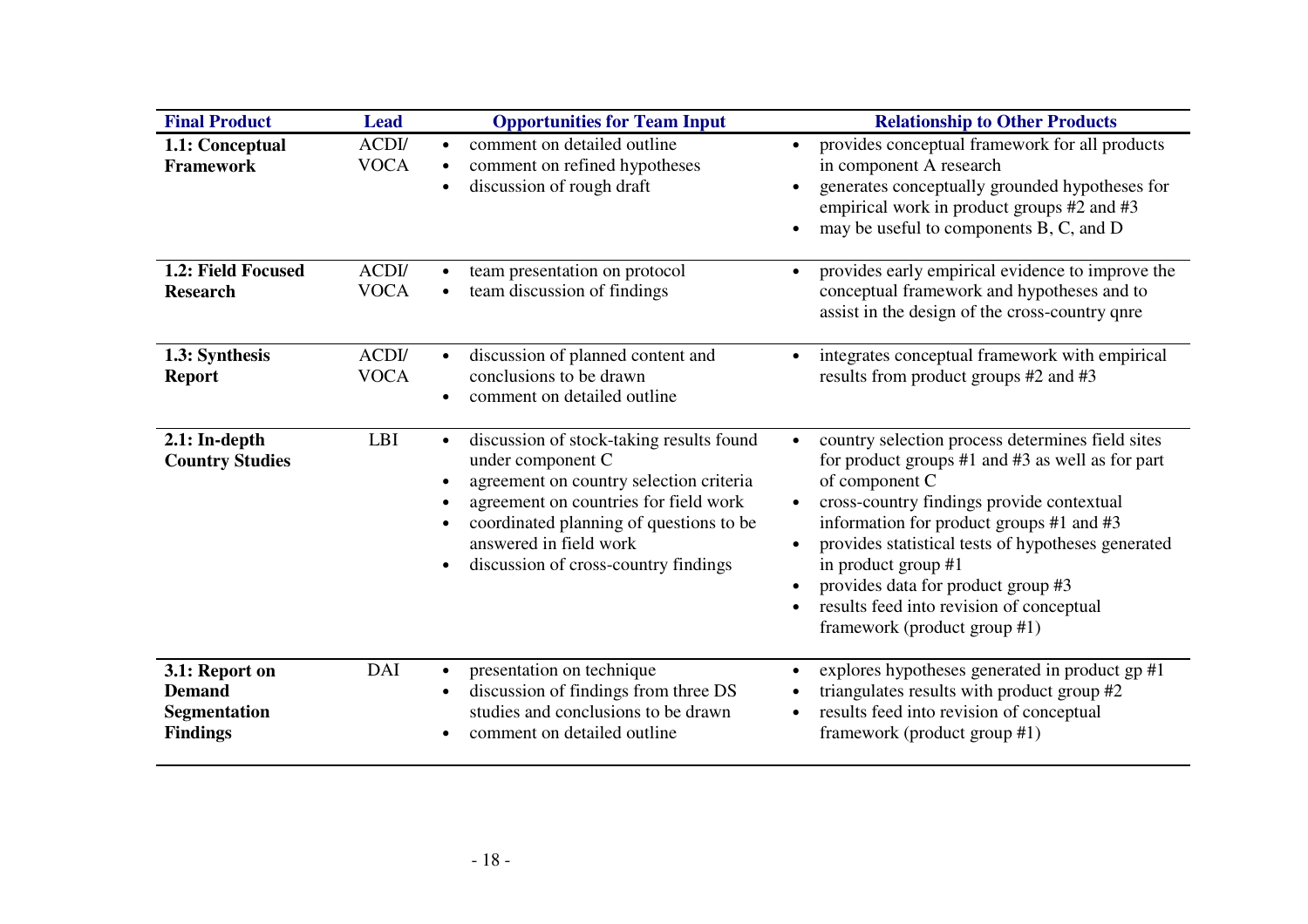| Final Product | Lead | Opportunities for Team Input | Relationship to Other Products |
|---|---|---|---|
| **1.1: Conceptual Framework** | ACDI/ VOCA | • comment on detailed outline<br>• comment on refined hypotheses<br>• discussion of rough draft | • provides conceptual framework for all products in component A research<br>• generates conceptually grounded hypotheses for empirical work in product groups #2 and #3<br>• may be useful to components B, C, and D |
| **1.2: Field Focused Research** | ACDI/ VOCA | • team presentation on protocol<br>• team discussion of findings | • provides early empirical evidence to improve the conceptual framework and hypotheses and to assist in the design of the cross-country qnre |
| **1.3: Synthesis Report** | ACDI/ VOCA | • discussion of planned content and conclusions to be drawn<br>• comment on detailed outline | • integrates conceptual framework with empirical results from product groups #2 and #3 |
| **2.1: In-depth Country Studies** | LBI | • discussion of stock-taking results found under component C<br>• agreement on country selection criteria<br>• agreement on countries for field work<br>• coordinated planning of questions to be answered in field work<br>• discussion of cross-country findings | • country selection process determines field sites for product groups #1 and #3 as well as for part of component C<br>• cross-country findings provide contextual information for product groups #1 and #3<br>• provides statistical tests of hypotheses generated in product group #1<br>• provides data for product group #3<br>• results feed into revision of conceptual framework (product group #1) |
| **3.1: Report on Demand Segmentation Findings** | DAI | • presentation on technique<br>• discussion of findings from three DS studies and conclusions to be drawn<br>• comment on detailed outline | • explores hypotheses generated in product gp #1<br>• triangulates results with product group #2<br>• results feed into revision of conceptual framework (product group #1) |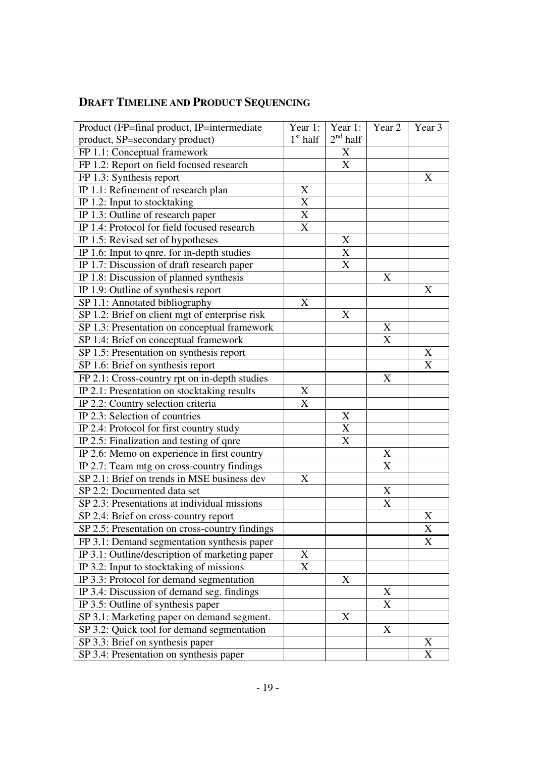## DRAFT TIMELINE AND PRODUCT SEQUENCING

| Product (FP=final product, IP=intermediate product, SP=secondary product) | Year 1: 1st half | Year 1: 2nd half | Year 2 | Year 3 |
|---|---|---|---|---|
| FP 1.1: Conceptual framework | | X | | |
| FP 1.2: Report on field focused research | | X | | |
| FP 1.3: Synthesis report | | | | X |
| IP 1.1: Refinement of research plan | X | | | |
| IP 1.2: Input to stocktaking | X | | | |
| IP 1.3: Outline of research paper | X | | | |
| IP 1.4: Protocol for field focused research | X | | | |
| IP 1.5: Revised set of hypotheses | | X | | |
| IP 1.6: Input to qnre. for in-depth studies | | X | | |
| IP 1.7: Discussion of draft research paper | | X | | |
| IP 1.8: Discussion of planned synthesis | | | X | |
| IP 1.9: Outline of synthesis report | | | | X |
| SP 1.1: Annotated bibliography | X | | | |
| SP 1.2: Brief on client mgt of enterprise risk | | X | | |
| SP 1.3: Presentation on conceptual framework | | | X | |
| SP 1.4: Brief on conceptual framework | | | X | |
| SP 1.5: Presentation on synthesis report | | | | X |
| SP 1.6: Brief on synthesis report | | | | X |
| FP 2.1: Cross-country rpt on in-depth studies | | | X | |
| IP 2.1: Presentation on stocktaking results | X | | | |
| IP 2.2: Country selection criteria | X | | | |
| IP 2.3: Selection of countries | | X | | |
| IP 2.4: Protocol for first country study | | X | | |
| IP 2.5: Finalization and testing of qnre | | X | | |
| IP 2.6: Memo on experience in first country | | | X | |
| IP 2.7: Team mtg on cross-country findings | | | X | |
| SP 2.1: Brief on trends in MSE business dev | X | | | |
| SP 2.2: Documented data set | | | X | |
| SP 2.3: Presentations at individual missions | | | X | |
| SP 2.4: Brief on cross-country report | | | | X |
| SP 2.5: Presentation on cross-country findings | | | | X |
| FP 3.1: Demand segmentation synthesis paper | | | | X |
| IP 3.1: Outline/description of marketing paper | X | | | |
| IP 3.2: Input to stocktaking of missions | X | | | |
| IP 3.3: Protocol for demand segmentation | | X | | |
| IP 3.4: Discussion of demand seg. findings | | | X | |
| IP 3.5: Outline of synthesis paper | | | X | |
| SP 3.1: Marketing paper on demand segment. | | X | | |
| SP 3.2: Quick tool for demand segmentation | | | X | |
| SP 3.3: Brief on synthesis paper | | | | X |
| SP 3.4: Presentation on synthesis paper | | | | X |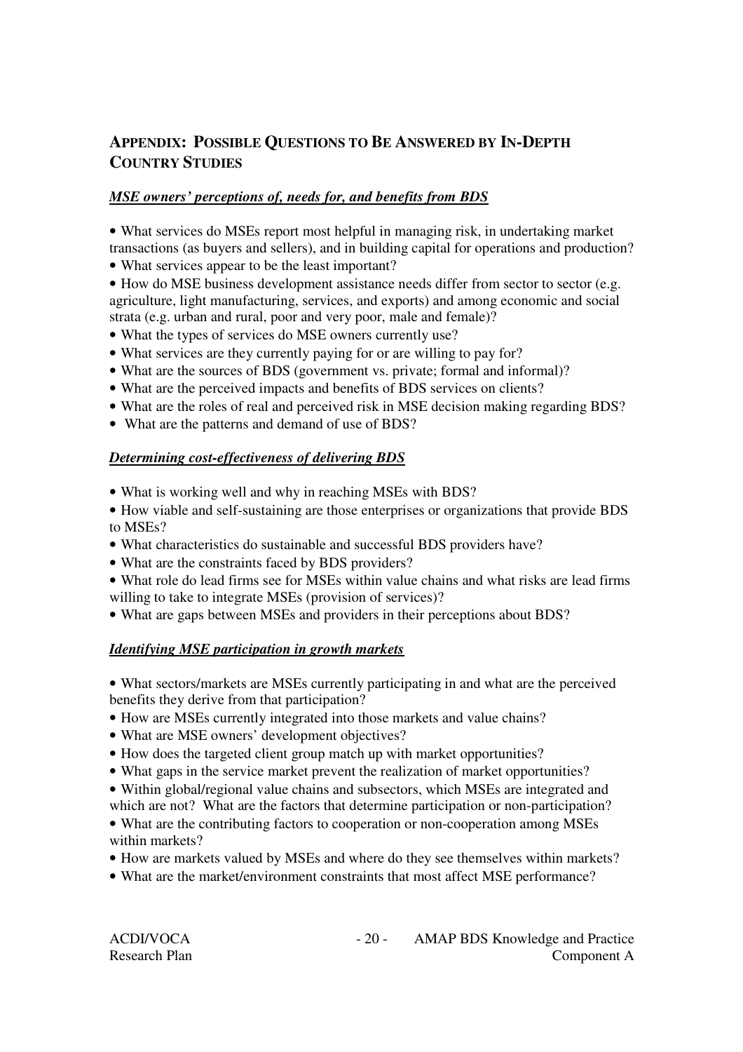## APPENDIX: POSSIBLE QUESTIONS TO BE ANSWERED BY IN-DEPTH COUNTRY STUDIES

***MSE owners' perceptions of, needs for, and benefits from BDS***

- What services do MSEs report most helpful in managing risk, in undertaking market transactions (as buyers and sellers), and in building capital for operations and production?
- What services appear to be the least important?
- How do MSE business development assistance needs differ from sector to sector (e.g. agriculture, light manufacturing, services, and exports) and among economic and social strata (e.g. urban and rural, poor and very poor, male and female)?
- What the types of services do MSE owners currently use?
- What services are they currently paying for or are willing to pay for?
- What are the sources of BDS (government vs. private; formal and informal)?
- What are the perceived impacts and benefits of BDS services on clients?
- What are the roles of real and perceived risk in MSE decision making regarding BDS?
- What are the patterns and demand of use of BDS?

***Determining cost-effectiveness of delivering BDS***

- What is working well and why in reaching MSEs with BDS?
- How viable and self-sustaining are those enterprises or organizations that provide BDS to MSEs?
- What characteristics do sustainable and successful BDS providers have?
- What are the constraints faced by BDS providers?
- What role do lead firms see for MSEs within value chains and what risks are lead firms willing to take to integrate MSEs (provision of services)?
- What are gaps between MSEs and providers in their perceptions about BDS?

***Identifying MSE participation in growth markets***

- What sectors/markets are MSEs currently participating in and what are the perceived benefits they derive from that participation?
- How are MSEs currently integrated into those markets and value chains?
- What are MSE owners' development objectives?
- How does the targeted client group match up with market opportunities?
- What gaps in the service market prevent the realization of market opportunities?
- Within global/regional value chains and subsectors, which MSEs are integrated and which are not? What are the factors that determine participation or non-participation?
- What are the contributing factors to cooperation or non-cooperation among MSEs within markets?
- How are markets valued by MSEs and where do they see themselves within markets?
- What are the market/environment constraints that most affect MSE performance?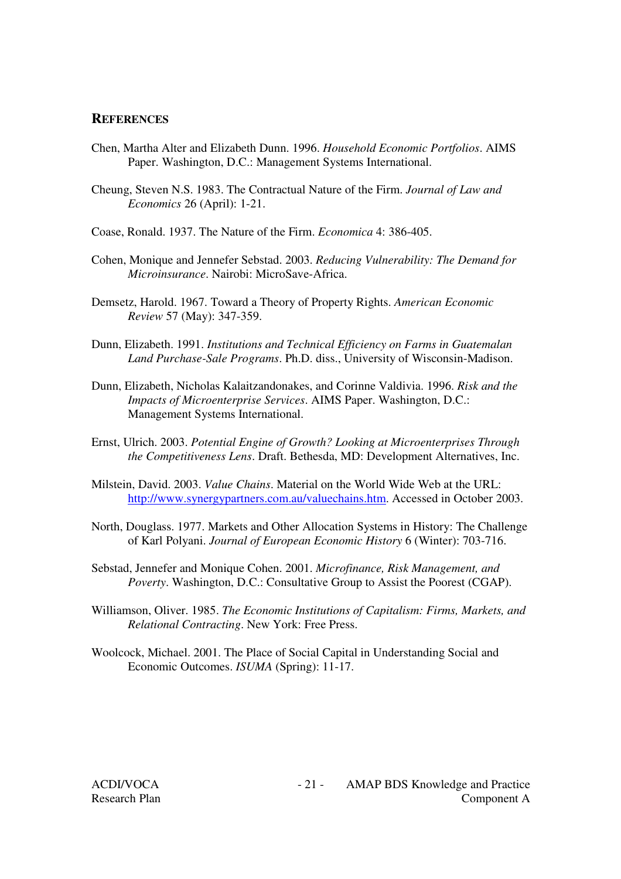## REFERENCES

Chen, Martha Alter and Elizabeth Dunn. 1996. *Household Economic Portfolios*. AIMS Paper. Washington, D.C.: Management Systems International.

Cheung, Steven N.S. 1983. The Contractual Nature of the Firm. *Journal of Law and Economics* 26 (April): 1-21.

Coase, Ronald. 1937. The Nature of the Firm. *Economica* 4: 386-405.

Cohen, Monique and Jennefer Sebstad. 2003. *Reducing Vulnerability: The Demand for Microinsurance*. Nairobi: MicroSave-Africa.

Demsetz, Harold. 1967. Toward a Theory of Property Rights. *American Economic Review* 57 (May): 347-359.

Dunn, Elizabeth. 1991. *Institutions and Technical Efficiency on Farms in Guatemalan Land Purchase-Sale Programs*. Ph.D. diss., University of Wisconsin-Madison.

Dunn, Elizabeth, Nicholas Kalaitzandonakes, and Corinne Valdivia. 1996. *Risk and the Impacts of Microenterprise Services*. AIMS Paper. Washington, D.C.: Management Systems International.

Ernst, Ulrich. 2003. *Potential Engine of Growth? Looking at Microenterprises Through the Competitiveness Lens*. Draft. Bethesda, MD: Development Alternatives, Inc.

Milstein, David. 2003. *Value Chains*. Material on the World Wide Web at the URL: http://www.synergypartners.com.au/valuechains.htm. Accessed in October 2003.

North, Douglass. 1977. Markets and Other Allocation Systems in History: The Challenge of Karl Polyani. *Journal of European Economic History* 6 (Winter): 703-716.

Sebstad, Jennefer and Monique Cohen. 2001. *Microfinance, Risk Management, and Poverty*. Washington, D.C.: Consultative Group to Assist the Poorest (CGAP).

Williamson, Oliver. 1985. *The Economic Institutions of Capitalism: Firms, Markets, and Relational Contracting*. New York: Free Press.

Woolcock, Michael. 2001. The Place of Social Capital in Understanding Social and Economic Outcomes. *ISUMA* (Spring): 11-17.